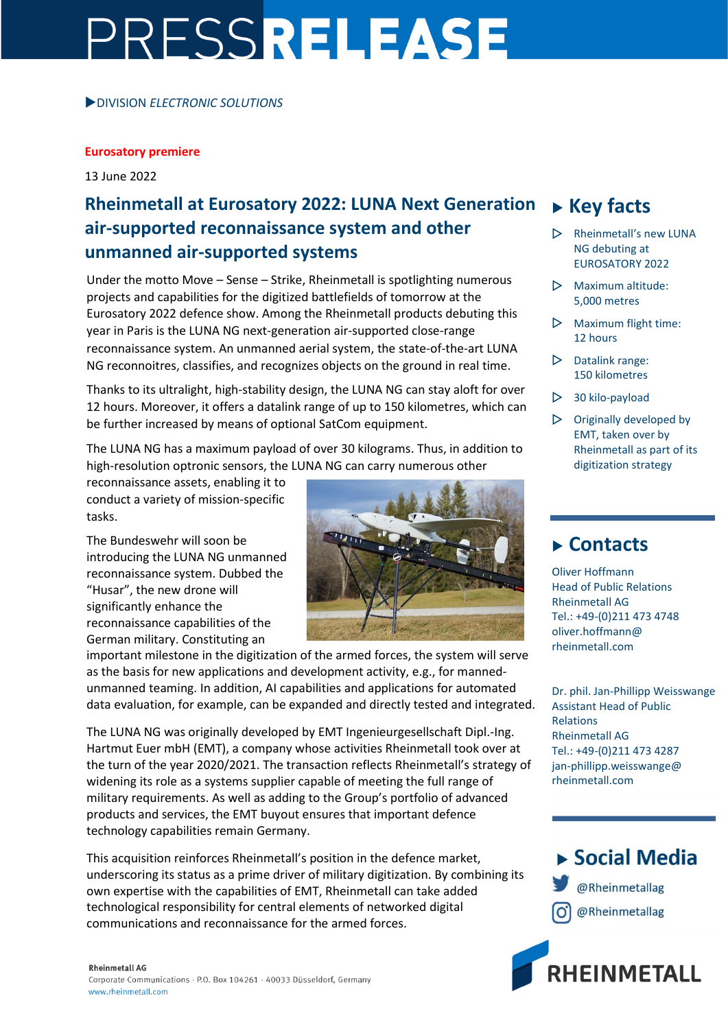# PRESSRELEASE

▶DIVISION *ELECTRONIC SOLUTIONS*

**Eurosatory premiere**

13 June 2022

## Rheinmetall at Eurosatory 2022: LUNA Next Generation air-supported reconnaissance system and other unmanned air-supported systems

Under the motto Move – Sense – Strike, Rheinmetall is spotlighting numerous projects and capabilities for the digitized battlefields of tomorrow at the Eurosatory 2022 defence show. Among the Rheinmetall products debuting this year in Paris is the LUNA NG next-generation air-supported close-range reconnaissance system. An unmanned aerial system, the state-of-the-art LUNA NG reconnoitres, classifies, and recognizes objects on the ground in real time.

Thanks to its ultralight, high-stability design, the LUNA NG can stay aloft for over 12 hours. Moreover, it offers a datalink range of up to 150 kilometres, which can be further increased by means of optional SatCom equipment.

The LUNA NG has a maximum payload of over 30 kilograms. Thus, in addition to high-resolution optronic sensors, the LUNA NG can carry numerous other reconnaissance assets, enabling it to conduct a variety of mission-specific tasks.

The Bundeswehr will soon be introducing the LUNA NG unmanned reconnaissance system. Dubbed the "Husar", the new drone will significantly enhance the reconnaissance capabilities of the German military. Constituting an important milestone in the digitization of the armed forces, the system will serve as the basis for new applications and development activity, e.g., for manned-unmanned teaming. In addition, AI capabilities and applications for automated data evaluation, for example, can be expanded and directly tested and integrated.

The LUNA NG was originally developed by EMT Ingenieurgesellschaft Dipl.-Ing. Hartmut Euer mbH (EMT), a company whose activities Rheinmetall took over at the turn of the year 2020/2021. The transaction reflects Rheinmetall's strategy of widening its role as a systems supplier capable of meeting the full range of military requirements. As well as adding to the Group's portfolio of advanced products and services, the EMT buyout ensures that important defence technology capabilities remain Germany.

This acquisition reinforces Rheinmetall's position in the defence market, underscoring its status as a prime driver of military digitization. By combining its own expertise with the capabilities of EMT, Rheinmetall can take added technological responsibility for central elements of networked digital communications and reconnaissance for the armed forces.

## Key facts

- Rheinmetall's new LUNA NG debuting at EUROSATORY 2022
- Maximum altitude: 5,000 metres
- Maximum flight time: 12 hours
- Datalink range: 150 kilometres
- 30 kilo-payload
- Originally developed by EMT, taken over by Rheinmetall as part of its digitization strategy

## Contacts

Oliver Hoffmann
Head of Public Relations
Rheinmetall AG
Tel.: +49-(0)211 473 4748
oliver.hoffmann@rheinmetall.com

Dr. phil. Jan-Phillipp Weisswange
Assistant Head of Public Relations
Rheinmetall AG
Tel.: +49-(0)211 473 4287
jan-phillipp.weisswange@rheinmetall.com

## Social Media

@Rheinmetallag

@Rheinmetallag

**Rheinmetall AG**
Corporate Communications · P.O. Box 104261 · 40033 Düsseldorf, Germany
www.rheinmetall.com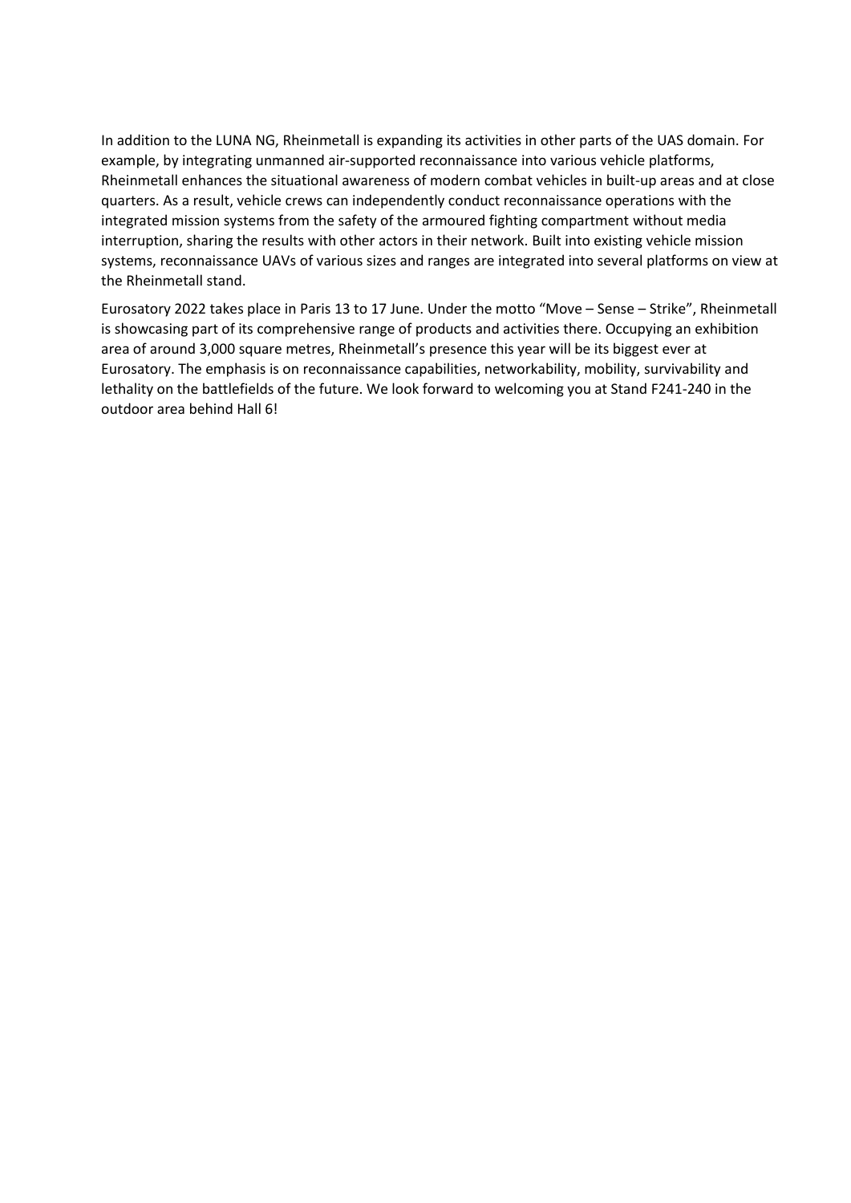In addition to the LUNA NG, Rheinmetall is expanding its activities in other parts of the UAS domain. For example, by integrating unmanned air-supported reconnaissance into various vehicle platforms, Rheinmetall enhances the situational awareness of modern combat vehicles in built-up areas and at close quarters. As a result, vehicle crews can independently conduct reconnaissance operations with the integrated mission systems from the safety of the armoured fighting compartment without media interruption, sharing the results with other actors in their network. Built into existing vehicle mission systems, reconnaissance UAVs of various sizes and ranges are integrated into several platforms on view at the Rheinmetall stand.

Eurosatory 2022 takes place in Paris 13 to 17 June. Under the motto "Move – Sense – Strike", Rheinmetall is showcasing part of its comprehensive range of products and activities there. Occupying an exhibition area of around 3,000 square metres, Rheinmetall's presence this year will be its biggest ever at Eurosatory. The emphasis is on reconnaissance capabilities, networkability, mobility, survivability and lethality on the battlefields of the future. We look forward to welcoming you at Stand F241-240 in the outdoor area behind Hall 6!